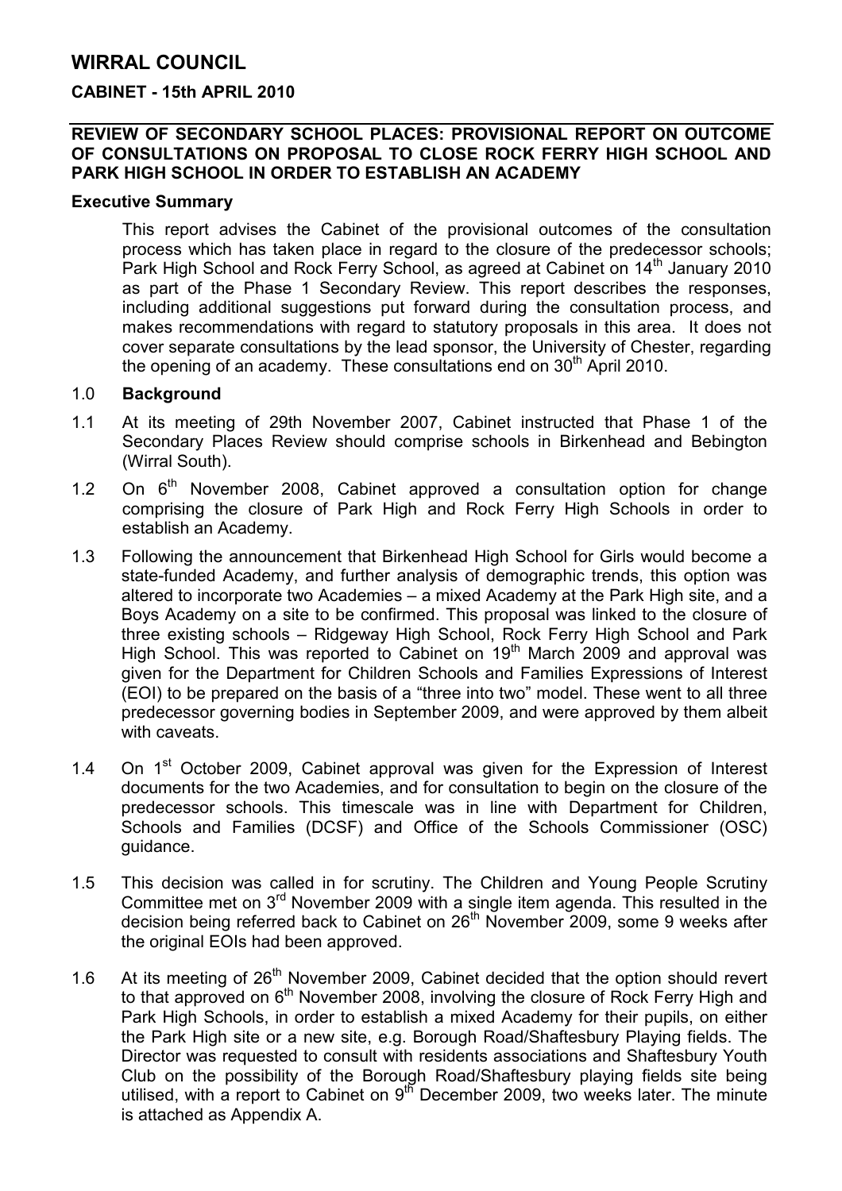# WIRRAL COUNCIL

## CABINET - 15th APRIL 2010

### REVIEW OF SECONDARY SCHOOL PLACES: PROVISIONAL REPORT ON OUTCOME OF CONSULTATIONS ON PROPOSAL TO CLOSE ROCK FERRY HIGH SCHOOL AND PARK HIGH SCHOOL IN ORDER TO ESTABLISH AN ACADEMY

**Executive Summary**

This report advises the Cabinet of the provisional outcomes of the consultation process which has taken place in regard to the closure of the predecessor schools; Park High School and Rock Ferry School, as agreed at Cabinet on 14th January 2010 as part of the Phase 1 Secondary Review. This report describes the responses, including additional suggestions put forward during the consultation process, and makes recommendations with regard to statutory proposals in this area. It does not cover separate consultations by the lead sponsor, the University of Chester, regarding the opening of an academy. These consultations end on 30th April 2010.

1.0 **Background**

1.1 At its meeting of 29th November 2007, Cabinet instructed that Phase 1 of the Secondary Places Review should comprise schools in Birkenhead and Bebington (Wirral South).

1.2 On 6th November 2008, Cabinet approved a consultation option for change comprising the closure of Park High and Rock Ferry High Schools in order to establish an Academy.

1.3 Following the announcement that Birkenhead High School for Girls would become a state-funded Academy, and further analysis of demographic trends, this option was altered to incorporate two Academies – a mixed Academy at the Park High site, and a Boys Academy on a site to be confirmed. This proposal was linked to the closure of three existing schools – Ridgeway High School, Rock Ferry High School and Park High School. This was reported to Cabinet on 19th March 2009 and approval was given for the Department for Children Schools and Families Expressions of Interest (EOI) to be prepared on the basis of a "three into two" model. These went to all three predecessor governing bodies in September 2009, and were approved by them albeit with caveats.

1.4 On 1st October 2009, Cabinet approval was given for the Expression of Interest documents for the two Academies, and for consultation to begin on the closure of the predecessor schools. This timescale was in line with Department for Children, Schools and Families (DCSF) and Office of the Schools Commissioner (OSC) guidance.

1.5 This decision was called in for scrutiny. The Children and Young People Scrutiny Committee met on 3rd November 2009 with a single item agenda. This resulted in the decision being referred back to Cabinet on 26th November 2009, some 9 weeks after the original EOIs had been approved.

1.6 At its meeting of 26th November 2009, Cabinet decided that the option should revert to that approved on 6th November 2008, involving the closure of Rock Ferry High and Park High Schools, in order to establish a mixed Academy for their pupils, on either the Park High site or a new site, e.g. Borough Road/Shaftesbury Playing fields. The Director was requested to consult with residents associations and Shaftesbury Youth Club on the possibility of the Borough Road/Shaftesbury playing fields site being utilised, with a report to Cabinet on 9th December 2009, two weeks later. The minute is attached as Appendix A.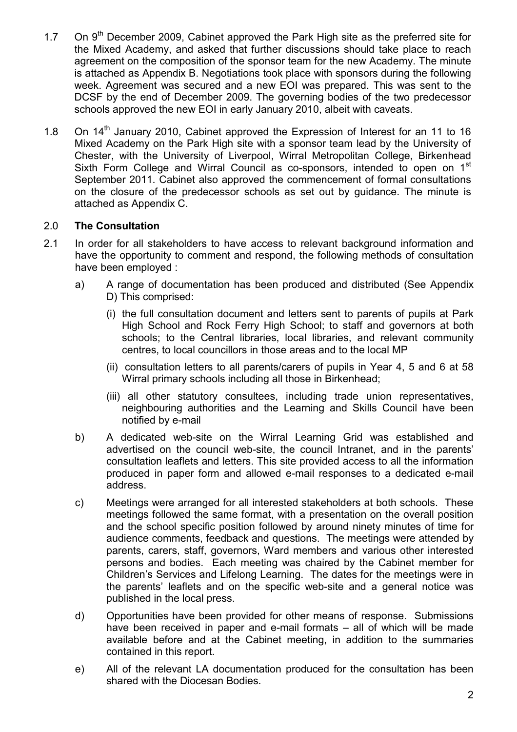1.7 On 9th December 2009, Cabinet approved the Park High site as the preferred site for the Mixed Academy, and asked that further discussions should take place to reach agreement on the composition of the sponsor team for the new Academy. The minute is attached as Appendix B. Negotiations took place with sponsors during the following week. Agreement was secured and a new EOI was prepared. This was sent to the DCSF by the end of December 2009. The governing bodies of the two predecessor schools approved the new EOI in early January 2010, albeit with caveats.

1.8 On 14th January 2010, Cabinet approved the Expression of Interest for an 11 to 16 Mixed Academy on the Park High site with a sponsor team lead by the University of Chester, with the University of Liverpool, Wirral Metropolitan College, Birkenhead Sixth Form College and Wirral Council as co-sponsors, intended to open on 1st September 2011. Cabinet also approved the commencement of formal consultations on the closure of the predecessor schools as set out by guidance. The minute is attached as Appendix C.

## 2.0 **The Consultation**

2.1 In order for all stakeholders to have access to relevant background information and have the opportunity to comment and respond, the following methods of consultation have been employed :

a) A range of documentation has been produced and distributed (See Appendix D) This comprised:

   (i) the full consultation document and letters sent to parents of pupils at Park High School and Rock Ferry High School; to staff and governors at both schools; to the Central libraries, local libraries, and relevant community centres, to local councillors in those areas and to the local MP

   (ii) consultation letters to all parents/carers of pupils in Year 4, 5 and 6 at 58 Wirral primary schools including all those in Birkenhead;

   (iii) all other statutory consultees, including trade union representatives, neighbouring authorities and the Learning and Skills Council have been notified by e-mail

b) A dedicated web-site on the Wirral Learning Grid was established and advertised on the council web-site, the council Intranet, and in the parents' consultation leaflets and letters. This site provided access to all the information produced in paper form and allowed e-mail responses to a dedicated e-mail address.

c) Meetings were arranged for all interested stakeholders at both schools. These meetings followed the same format, with a presentation on the overall position and the school specific position followed by around ninety minutes of time for audience comments, feedback and questions. The meetings were attended by parents, carers, staff, governors, Ward members and various other interested persons and bodies. Each meeting was chaired by the Cabinet member for Children's Services and Lifelong Learning. The dates for the meetings were in the parents' leaflets and on the specific web-site and a general notice was published in the local press.

d) Opportunities have been provided for other means of response. Submissions have been received in paper and e-mail formats – all of which will be made available before and at the Cabinet meeting, in addition to the summaries contained in this report.

e) All of the relevant LA documentation produced for the consultation has been shared with the Diocesan Bodies.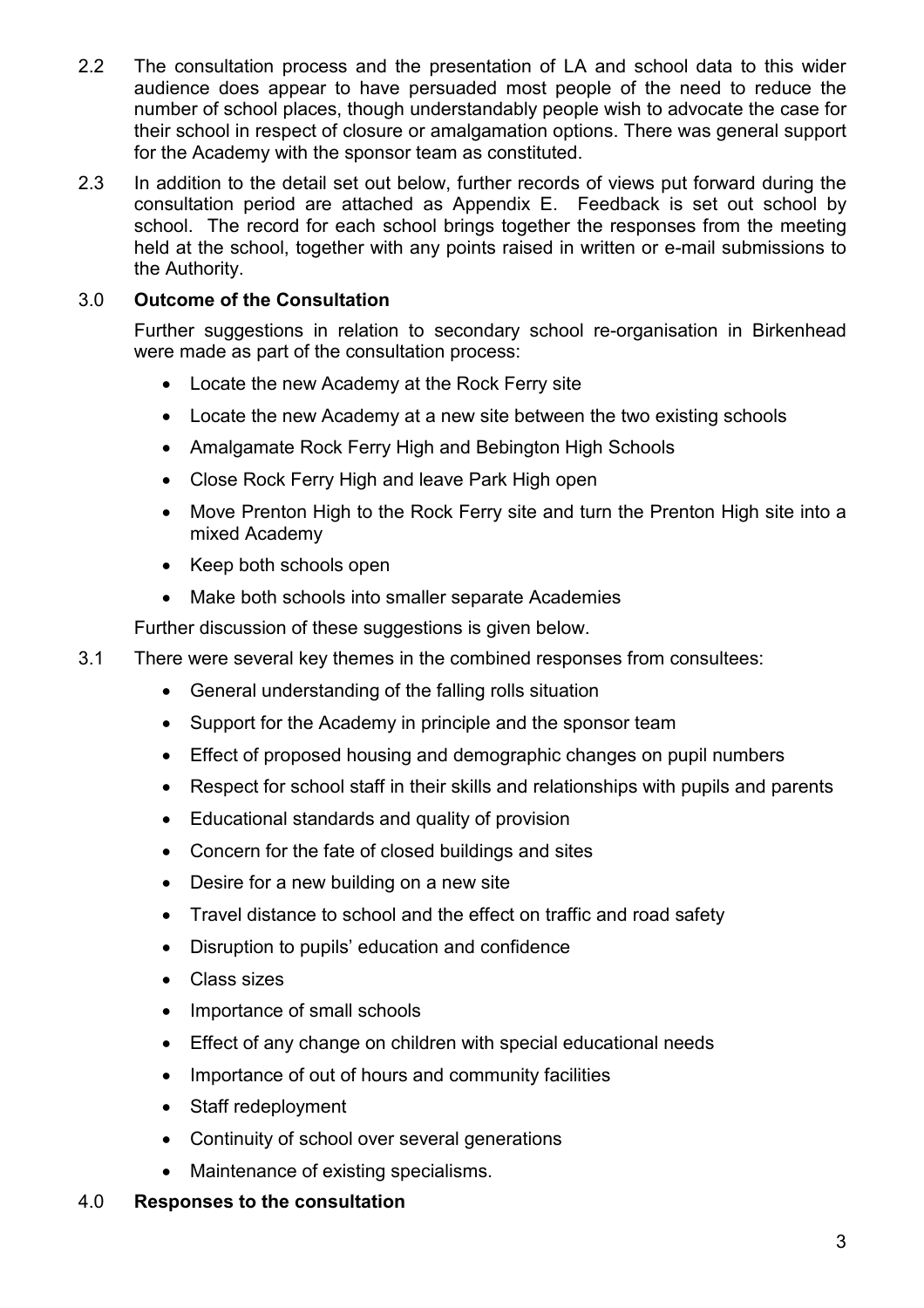2.2 The consultation process and the presentation of LA and school data to this wider audience does appear to have persuaded most people of the need to reduce the number of school places, though understandably people wish to advocate the case for their school in respect of closure or amalgamation options. There was general support for the Academy with the sponsor team as constituted.

2.3 In addition to the detail set out below, further records of views put forward during the consultation period are attached as Appendix E. Feedback is set out school by school. The record for each school brings together the responses from the meeting held at the school, together with any points raised in written or e-mail submissions to the Authority.

## 3.0 Outcome of the Consultation

Further suggestions in relation to secondary school re-organisation in Birkenhead were made as part of the consultation process:

- Locate the new Academy at the Rock Ferry site
- Locate the new Academy at a new site between the two existing schools
- Amalgamate Rock Ferry High and Bebington High Schools
- Close Rock Ferry High and leave Park High open
- Move Prenton High to the Rock Ferry site and turn the Prenton High site into a mixed Academy
- Keep both schools open
- Make both schools into smaller separate Academies

Further discussion of these suggestions is given below.

3.1 There were several key themes in the combined responses from consultees:

- General understanding of the falling rolls situation
- Support for the Academy in principle and the sponsor team
- Effect of proposed housing and demographic changes on pupil numbers
- Respect for school staff in their skills and relationships with pupils and parents
- Educational standards and quality of provision
- Concern for the fate of closed buildings and sites
- Desire for a new building on a new site
- Travel distance to school and the effect on traffic and road safety
- Disruption to pupils' education and confidence
- Class sizes
- Importance of small schools
- Effect of any change on children with special educational needs
- Importance of out of hours and community facilities
- Staff redeployment
- Continuity of school over several generations
- Maintenance of existing specialisms.

## 4.0 Responses to the consultation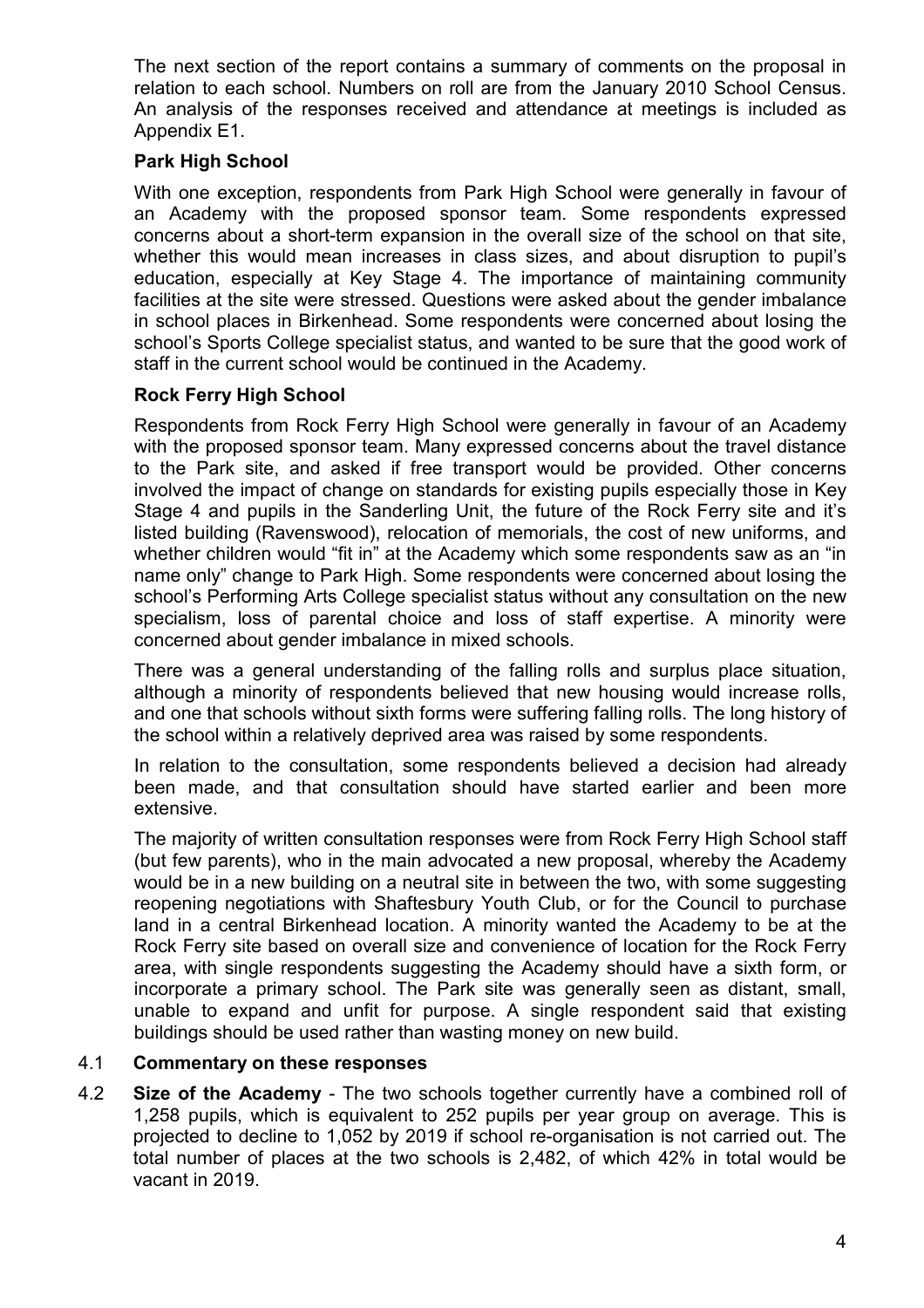The next section of the report contains a summary of comments on the proposal in relation to each school. Numbers on roll are from the January 2010 School Census. An analysis of the responses received and attendance at meetings is included as Appendix E1.

**Park High School**

With one exception, respondents from Park High School were generally in favour of an Academy with the proposed sponsor team. Some respondents expressed concerns about a short-term expansion in the overall size of the school on that site, whether this would mean increases in class sizes, and about disruption to pupil's education, especially at Key Stage 4. The importance of maintaining community facilities at the site were stressed. Questions were asked about the gender imbalance in school places in Birkenhead. Some respondents were concerned about losing the school's Sports College specialist status, and wanted to be sure that the good work of staff in the current school would be continued in the Academy.

**Rock Ferry High School**

Respondents from Rock Ferry High School were generally in favour of an Academy with the proposed sponsor team. Many expressed concerns about the travel distance to the Park site, and asked if free transport would be provided. Other concerns involved the impact of change on standards for existing pupils especially those in Key Stage 4 and pupils in the Sanderling Unit, the future of the Rock Ferry site and it's listed building (Ravenswood), relocation of memorials, the cost of new uniforms, and whether children would "fit in" at the Academy which some respondents saw as an "in name only" change to Park High. Some respondents were concerned about losing the school's Performing Arts College specialist status without any consultation on the new specialism, loss of parental choice and loss of staff expertise. A minority were concerned about gender imbalance in mixed schools.

There was a general understanding of the falling rolls and surplus place situation, although a minority of respondents believed that new housing would increase rolls, and one that schools without sixth forms were suffering falling rolls. The long history of the school within a relatively deprived area was raised by some respondents.

In relation to the consultation, some respondents believed a decision had already been made, and that consultation should have started earlier and been more extensive.

The majority of written consultation responses were from Rock Ferry High School staff (but few parents), who in the main advocated a new proposal, whereby the Academy would be in a new building on a neutral site in between the two, with some suggesting reopening negotiations with Shaftesbury Youth Club, or for the Council to purchase land in a central Birkenhead location. A minority wanted the Academy to be at the Rock Ferry site based on overall size and convenience of location for the Rock Ferry area, with single respondents suggesting the Academy should have a sixth form, or incorporate a primary school. The Park site was generally seen as distant, small, unable to expand and unfit for purpose. A single respondent said that existing buildings should be used rather than wasting money on new build.

4.1 **Commentary on these responses**

4.2 **Size of the Academy** - The two schools together currently have a combined roll of 1,258 pupils, which is equivalent to 252 pupils per year group on average. This is projected to decline to 1,052 by 2019 if school re-organisation is not carried out. The total number of places at the two schools is 2,482, of which 42% in total would be vacant in 2019.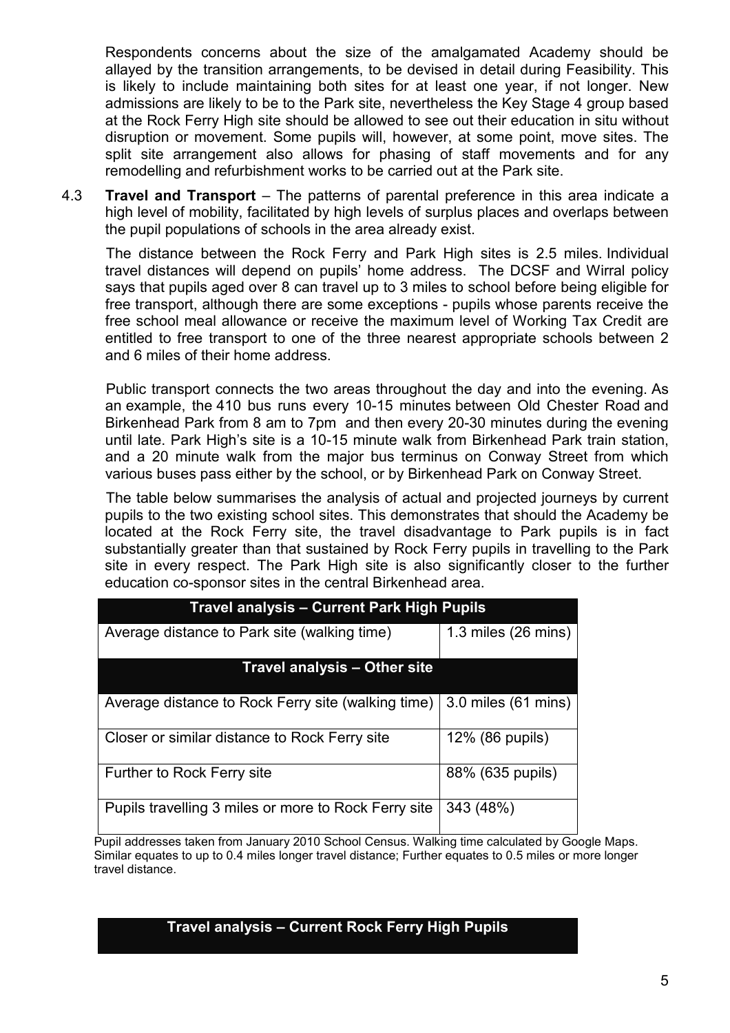Respondents concerns about the size of the amalgamated Academy should be allayed by the transition arrangements, to be devised in detail during Feasibility. This is likely to include maintaining both sites for at least one year, if not longer. New admissions are likely to be to the Park site, nevertheless the Key Stage 4 group based at the Rock Ferry High site should be allowed to see out their education in situ without disruption or movement. Some pupils will, however, at some point, move sites. The split site arrangement also allows for phasing of staff movements and for any remodelling and refurbishment works to be carried out at the Park site.

4.3 **Travel and Transport** – The patterns of parental preference in this area indicate a high level of mobility, facilitated by high levels of surplus places and overlaps between the pupil populations of schools in the area already exist.

The distance between the Rock Ferry and Park High sites is 2.5 miles. Individual travel distances will depend on pupils' home address. The DCSF and Wirral policy says that pupils aged over 8 can travel up to 3 miles to school before being eligible for free transport, although there are some exceptions - pupils whose parents receive the free school meal allowance or receive the maximum level of Working Tax Credit are entitled to free transport to one of the three nearest appropriate schools between 2 and 6 miles of their home address.

Public transport connects the two areas throughout the day and into the evening. As an example, the 410 bus runs every 10-15 minutes between Old Chester Road and Birkenhead Park from 8 am to 7pm and then every 20-30 minutes during the evening until late. Park High's site is a 10-15 minute walk from Birkenhead Park train station, and a 20 minute walk from the major bus terminus on Conway Street from which various buses pass either by the school, or by Birkenhead Park on Conway Street.

The table below summarises the analysis of actual and projected journeys by current pupils to the two existing school sites. This demonstrates that should the Academy be located at the Rock Ferry site, the travel disadvantage to Park pupils is in fact substantially greater than that sustained by Rock Ferry pupils in travelling to the Park site in every respect. The Park High site is also significantly closer to the further education co-sponsor sites in the central Birkenhead area.

| Travel analysis – Current Park High Pupils | |
|---|---|
| Average distance to Park site (walking time) | 1.3 miles (26 mins) |
| **Travel analysis – Other site** | |
| Average distance to Rock Ferry site (walking time) | 3.0 miles (61 mins) |
| Closer or similar distance to Rock Ferry site | 12% (86 pupils) |
| Further to Rock Ferry site | 88% (635 pupils) |
| Pupils travelling 3 miles or more to Rock Ferry site | 343 (48%) |

Pupil addresses taken from January 2010 School Census. Walking time calculated by Google Maps. Similar equates to up to 0.4 miles longer travel distance; Further equates to 0.5 miles or more longer travel distance.

| Travel analysis – Current Rock Ferry High Pupils |
|---|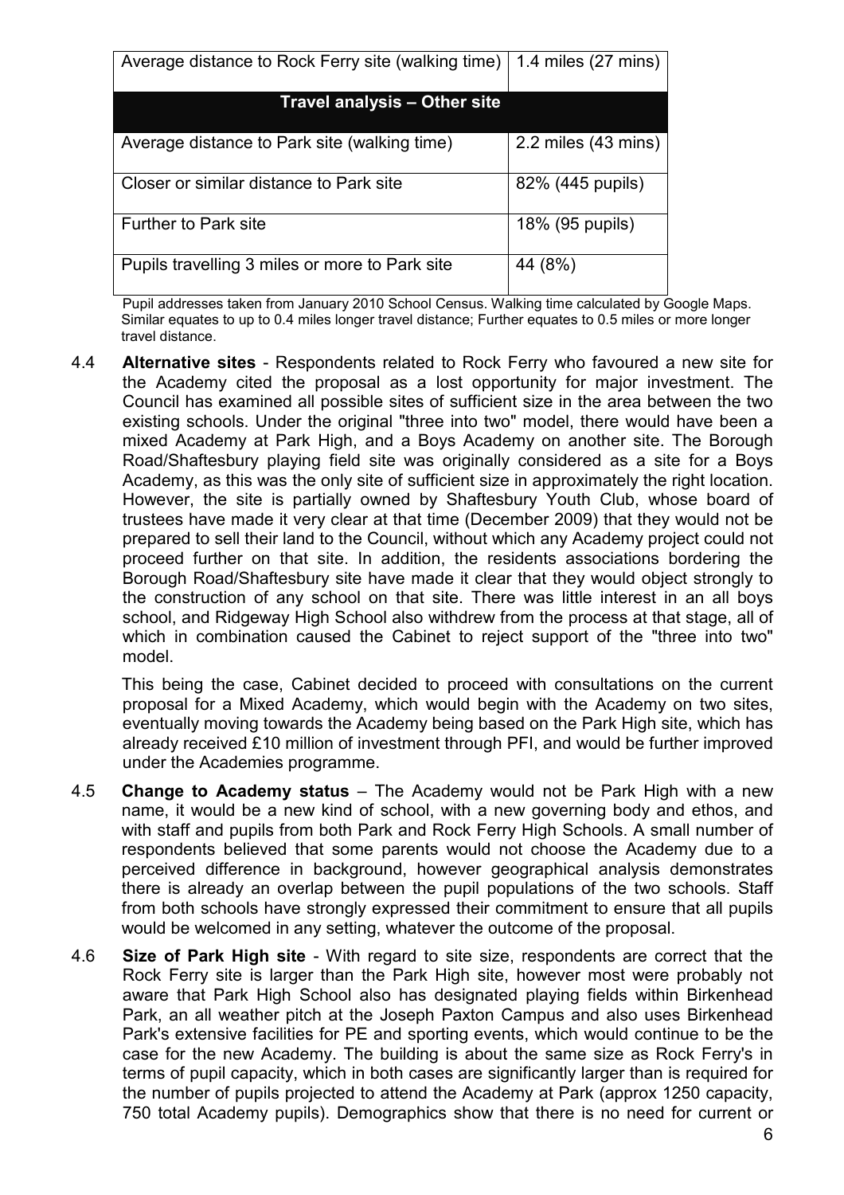| Average distance to Rock Ferry site (walking time) | 1.4 miles (27 mins) |
|---|---|
| **Travel analysis – Other site** | |
| Average distance to Park site (walking time) | 2.2 miles (43 mins) |
| Closer or similar distance to Park site | 82% (445 pupils) |
| Further to Park site | 18% (95 pupils) |
| Pupils travelling 3 miles or more to Park site | 44 (8%) |

Pupil addresses taken from January 2010 School Census. Walking time calculated by Google Maps. Similar equates to up to 0.4 miles longer travel distance; Further equates to 0.5 miles or more longer travel distance.

4.4 **Alternative sites** - Respondents related to Rock Ferry who favoured a new site for the Academy cited the proposal as a lost opportunity for major investment. The Council has examined all possible sites of sufficient size in the area between the two existing schools. Under the original "three into two" model, there would have been a mixed Academy at Park High, and a Boys Academy on another site. The Borough Road/Shaftesbury playing field site was originally considered as a site for a Boys Academy, as this was the only site of sufficient size in approximately the right location. However, the site is partially owned by Shaftesbury Youth Club, whose board of trustees have made it very clear at that time (December 2009) that they would not be prepared to sell their land to the Council, without which any Academy project could not proceed further on that site. In addition, the residents associations bordering the Borough Road/Shaftesbury site have made it clear that they would object strongly to the construction of any school on that site. There was little interest in an all boys school, and Ridgeway High School also withdrew from the process at that stage, all of which in combination caused the Cabinet to reject support of the "three into two" model.

This being the case, Cabinet decided to proceed with consultations on the current proposal for a Mixed Academy, which would begin with the Academy on two sites, eventually moving towards the Academy being based on the Park High site, which has already received £10 million of investment through PFI, and would be further improved under the Academies programme.

4.5 **Change to Academy status** – The Academy would not be Park High with a new name, it would be a new kind of school, with a new governing body and ethos, and with staff and pupils from both Park and Rock Ferry High Schools. A small number of respondents believed that some parents would not choose the Academy due to a perceived difference in background, however geographical analysis demonstrates there is already an overlap between the pupil populations of the two schools. Staff from both schools have strongly expressed their commitment to ensure that all pupils would be welcomed in any setting, whatever the outcome of the proposal.

4.6 **Size of Park High site** - With regard to site size, respondents are correct that the Rock Ferry site is larger than the Park High site, however most were probably not aware that Park High School also has designated playing fields within Birkenhead Park, an all weather pitch at the Joseph Paxton Campus and also uses Birkenhead Park's extensive facilities for PE and sporting events, which would continue to be the case for the new Academy. The building is about the same size as Rock Ferry's in terms of pupil capacity, which in both cases are significantly larger than is required for the number of pupils projected to attend the Academy at Park (approx 1250 capacity, 750 total Academy pupils). Demographics show that there is no need for current or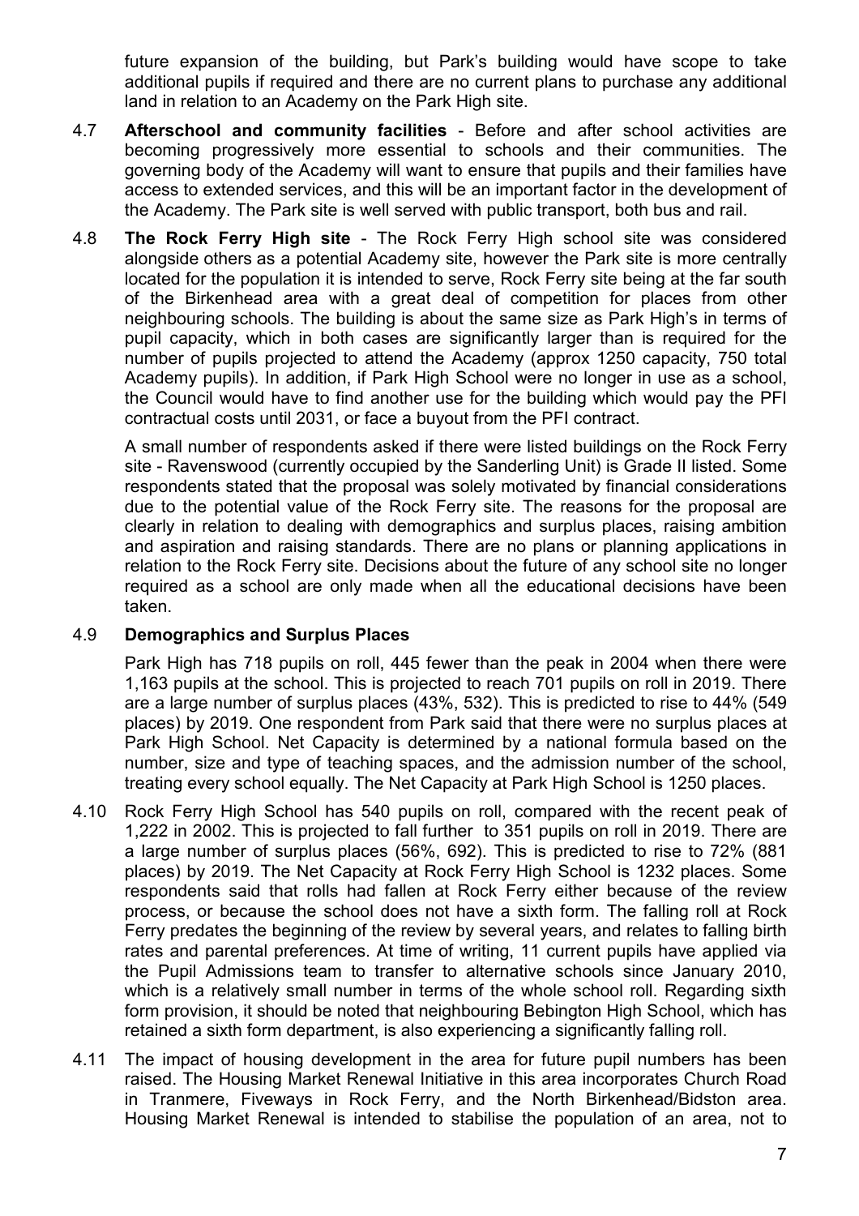future expansion of the building, but Park's building would have scope to take additional pupils if required and there are no current plans to purchase any additional land in relation to an Academy on the Park High site.

4.7 **Afterschool and community facilities** - Before and after school activities are becoming progressively more essential to schools and their communities. The governing body of the Academy will want to ensure that pupils and their families have access to extended services, and this will be an important factor in the development of the Academy. The Park site is well served with public transport, both bus and rail.

4.8 **The Rock Ferry High site** - The Rock Ferry High school site was considered alongside others as a potential Academy site, however the Park site is more centrally located for the population it is intended to serve, Rock Ferry site being at the far south of the Birkenhead area with a great deal of competition for places from other neighbouring schools. The building is about the same size as Park High's in terms of pupil capacity, which in both cases are significantly larger than is required for the number of pupils projected to attend the Academy (approx 1250 capacity, 750 total Academy pupils). In addition, if Park High School were no longer in use as a school, the Council would have to find another use for the building which would pay the PFI contractual costs until 2031, or face a buyout from the PFI contract.

A small number of respondents asked if there were listed buildings on the Rock Ferry site - Ravenswood (currently occupied by the Sanderling Unit) is Grade II listed. Some respondents stated that the proposal was solely motivated by financial considerations due to the potential value of the Rock Ferry site. The reasons for the proposal are clearly in relation to dealing with demographics and surplus places, raising ambition and aspiration and raising standards. There are no plans or planning applications in relation to the Rock Ferry site. Decisions about the future of any school site no longer required as a school are only made when all the educational decisions have been taken.

4.9 **Demographics and Surplus Places**

Park High has 718 pupils on roll, 445 fewer than the peak in 2004 when there were 1,163 pupils at the school. This is projected to reach 701 pupils on roll in 2019. There are a large number of surplus places (43%, 532). This is predicted to rise to 44% (549 places) by 2019. One respondent from Park said that there were no surplus places at Park High School. Net Capacity is determined by a national formula based on the number, size and type of teaching spaces, and the admission number of the school, treating every school equally. The Net Capacity at Park High School is 1250 places.

4.10 Rock Ferry High School has 540 pupils on roll, compared with the recent peak of 1,222 in 2002. This is projected to fall further to 351 pupils on roll in 2019. There are a large number of surplus places (56%, 692). This is predicted to rise to 72% (881 places) by 2019. The Net Capacity at Rock Ferry High School is 1232 places. Some respondents said that rolls had fallen at Rock Ferry either because of the review process, or because the school does not have a sixth form. The falling roll at Rock Ferry predates the beginning of the review by several years, and relates to falling birth rates and parental preferences. At time of writing, 11 current pupils have applied via the Pupil Admissions team to transfer to alternative schools since January 2010, which is a relatively small number in terms of the whole school roll. Regarding sixth form provision, it should be noted that neighbouring Bebington High School, which has retained a sixth form department, is also experiencing a significantly falling roll.

4.11 The impact of housing development in the area for future pupil numbers has been raised. The Housing Market Renewal Initiative in this area incorporates Church Road in Tranmere, Fiveways in Rock Ferry, and the North Birkenhead/Bidston area. Housing Market Renewal is intended to stabilise the population of an area, not to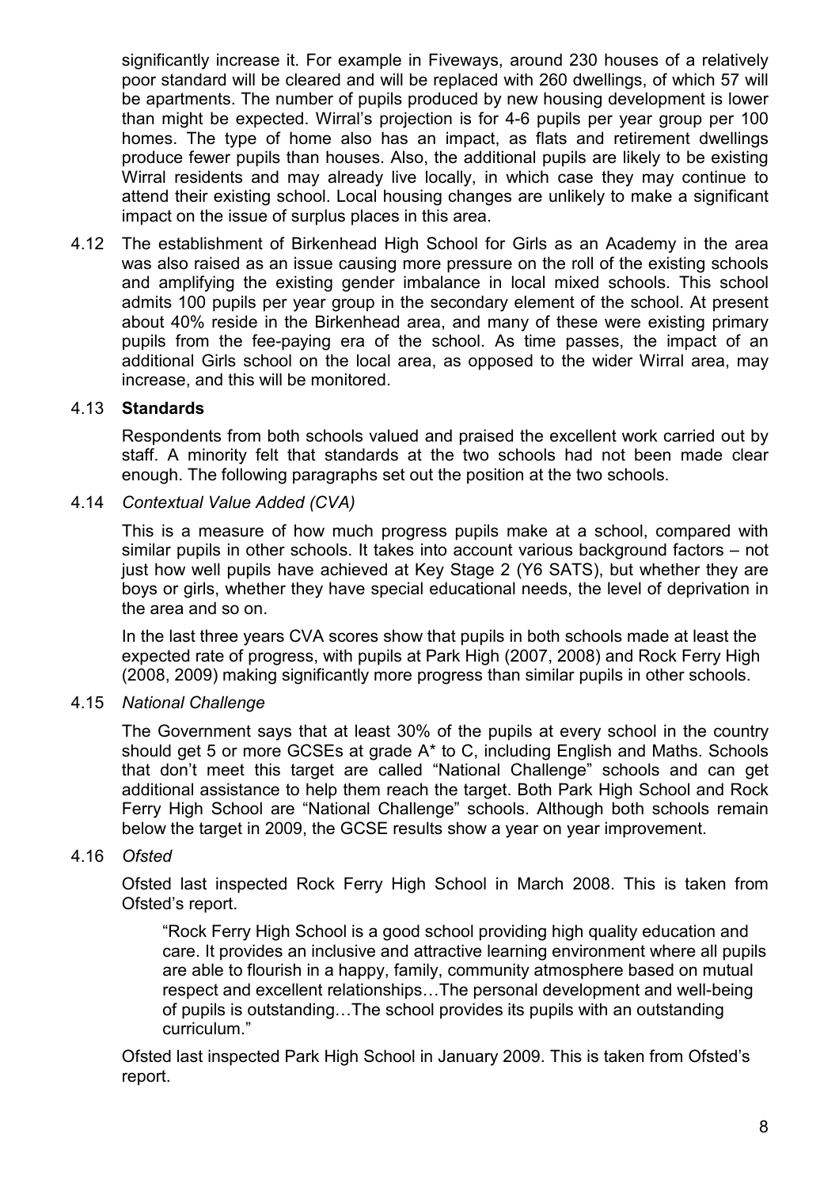significantly increase it. For example in Fiveways, around 230 houses of a relatively poor standard will be cleared and will be replaced with 260 dwellings, of which 57 will be apartments. The number of pupils produced by new housing development is lower than might be expected. Wirral's projection is for 4-6 pupils per year group per 100 homes. The type of home also has an impact, as flats and retirement dwellings produce fewer pupils than houses. Also, the additional pupils are likely to be existing Wirral residents and may already live locally, in which case they may continue to attend their existing school. Local housing changes are unlikely to make a significant impact on the issue of surplus places in this area.

4.12 The establishment of Birkenhead High School for Girls as an Academy in the area was also raised as an issue causing more pressure on the roll of the existing schools and amplifying the existing gender imbalance in local mixed schools. This school admits 100 pupils per year group in the secondary element of the school. At present about 40% reside in the Birkenhead area, and many of these were existing primary pupils from the fee-paying era of the school. As time passes, the impact of an additional Girls school on the local area, as opposed to the wider Wirral area, may increase, and this will be monitored.

4.13 **Standards**

Respondents from both schools valued and praised the excellent work carried out by staff. A minority felt that standards at the two schools had not been made clear enough. The following paragraphs set out the position at the two schools.

4.14 *Contextual Value Added (CVA)*

This is a measure of how much progress pupils make at a school, compared with similar pupils in other schools. It takes into account various background factors – not just how well pupils have achieved at Key Stage 2 (Y6 SATS), but whether they are boys or girls, whether they have special educational needs, the level of deprivation in the area and so on.

In the last three years CVA scores show that pupils in both schools made at least the expected rate of progress, with pupils at Park High (2007, 2008) and Rock Ferry High (2008, 2009) making significantly more progress than similar pupils in other schools.

4.15 *National Challenge*

The Government says that at least 30% of the pupils at every school in the country should get 5 or more GCSEs at grade A* to C, including English and Maths. Schools that don't meet this target are called "National Challenge" schools and can get additional assistance to help them reach the target. Both Park High School and Rock Ferry High School are "National Challenge" schools. Although both schools remain below the target in 2009, the GCSE results show a year on year improvement.

4.16 *Ofsted*

Ofsted last inspected Rock Ferry High School in March 2008. This is taken from Ofsted's report.

> "Rock Ferry High School is a good school providing high quality education and care. It provides an inclusive and attractive learning environment where all pupils are able to flourish in a happy, family, community atmosphere based on mutual respect and excellent relationships…The personal development and well-being of pupils is outstanding…The school provides its pupils with an outstanding curriculum."

Ofsted last inspected Park High School in January 2009. This is taken from Ofsted's report.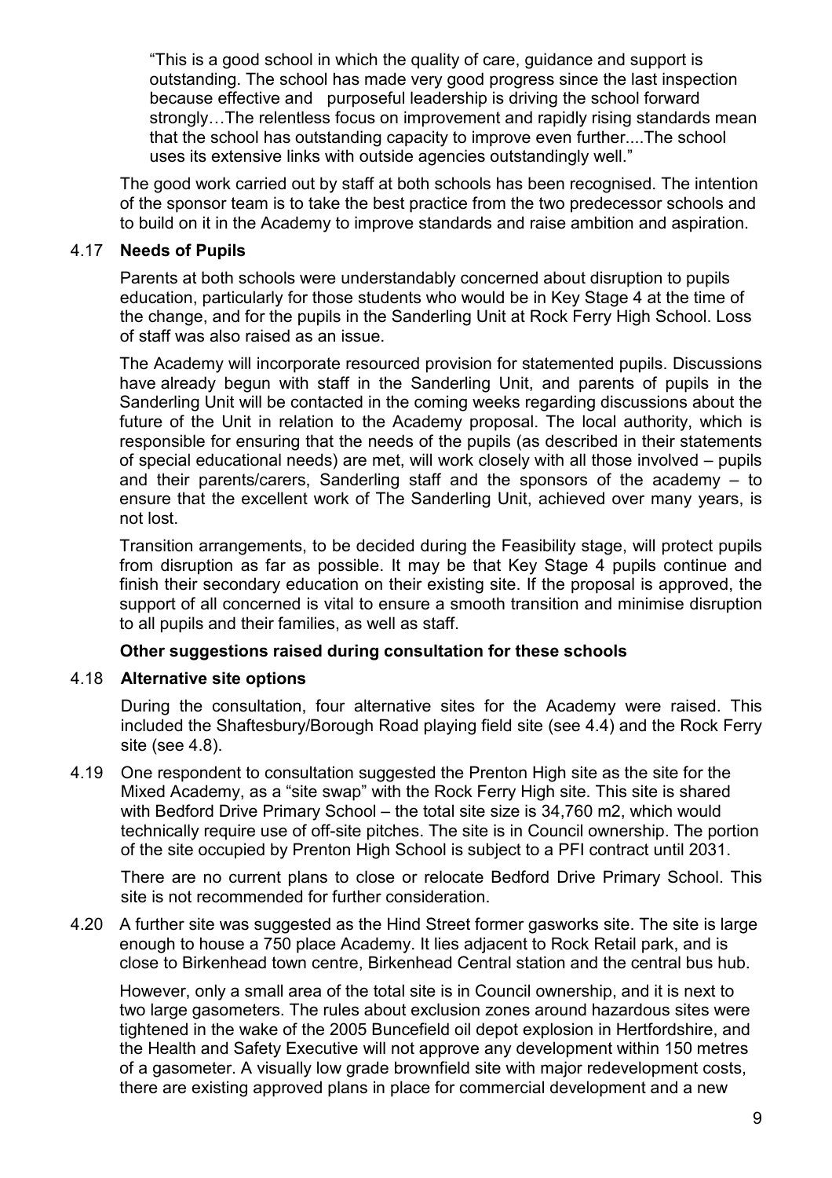"This is a good school in which the quality of care, guidance and support is outstanding. The school has made very good progress since the last inspection because effective and purposeful leadership is driving the school forward strongly…The relentless focus on improvement and rapidly rising standards mean that the school has outstanding capacity to improve even further....The school uses its extensive links with outside agencies outstandingly well."

The good work carried out by staff at both schools has been recognised. The intention of the sponsor team is to take the best practice from the two predecessor schools and to build on it in the Academy to improve standards and raise ambition and aspiration.

4.17 **Needs of Pupils**

Parents at both schools were understandably concerned about disruption to pupils education, particularly for those students who would be in Key Stage 4 at the time of the change, and for the pupils in the Sanderling Unit at Rock Ferry High School. Loss of staff was also raised as an issue.

The Academy will incorporate resourced provision for statemented pupils. Discussions have already begun with staff in the Sanderling Unit, and parents of pupils in the Sanderling Unit will be contacted in the coming weeks regarding discussions about the future of the Unit in relation to the Academy proposal. The local authority, which is responsible for ensuring that the needs of the pupils (as described in their statements of special educational needs) are met, will work closely with all those involved – pupils and their parents/carers, Sanderling staff and the sponsors of the academy – to ensure that the excellent work of The Sanderling Unit, achieved over many years, is not lost.

Transition arrangements, to be decided during the Feasibility stage, will protect pupils from disruption as far as possible. It may be that Key Stage 4 pupils continue and finish their secondary education on their existing site. If the proposal is approved, the support of all concerned is vital to ensure a smooth transition and minimise disruption to all pupils and their families, as well as staff.

**Other suggestions raised during consultation for these schools**

4.18 **Alternative site options**

During the consultation, four alternative sites for the Academy were raised. This included the Shaftesbury/Borough Road playing field site (see 4.4) and the Rock Ferry site (see 4.8).

4.19 One respondent to consultation suggested the Prenton High site as the site for the Mixed Academy, as a "site swap" with the Rock Ferry High site. This site is shared with Bedford Drive Primary School – the total site size is 34,760 m2, which would technically require use of off-site pitches. The site is in Council ownership. The portion of the site occupied by Prenton High School is subject to a PFI contract until 2031.

There are no current plans to close or relocate Bedford Drive Primary School. This site is not recommended for further consideration.

4.20 A further site was suggested as the Hind Street former gasworks site. The site is large enough to house a 750 place Academy. It lies adjacent to Rock Retail park, and is close to Birkenhead town centre, Birkenhead Central station and the central bus hub.

However, only a small area of the total site is in Council ownership, and it is next to two large gasometers. The rules about exclusion zones around hazardous sites were tightened in the wake of the 2005 Buncefield oil depot explosion in Hertfordshire, and the Health and Safety Executive will not approve any development within 150 metres of a gasometer. A visually low grade brownfield site with major redevelopment costs, there are existing approved plans in place for commercial development and a new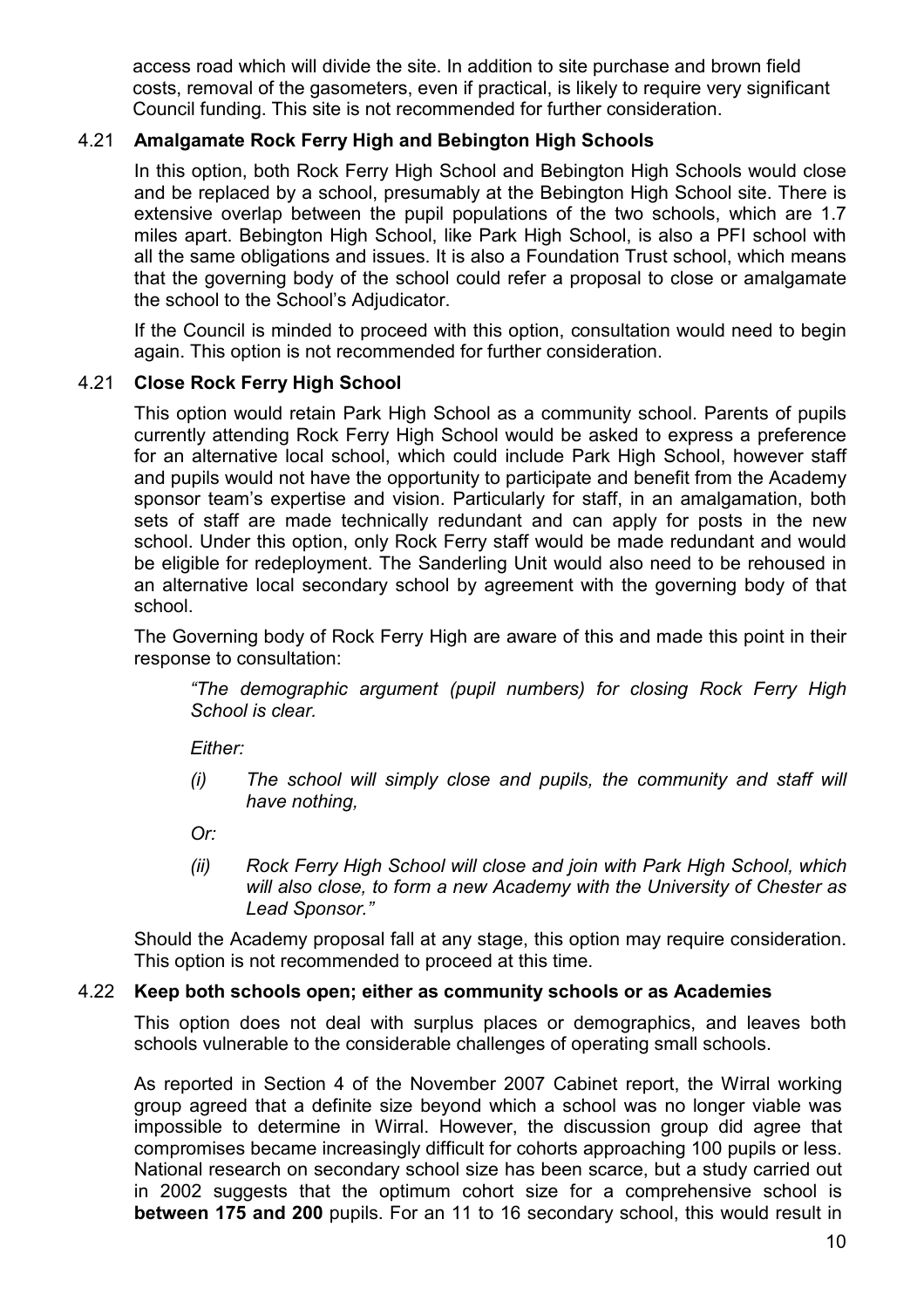access road which will divide the site. In addition to site purchase and brown field costs, removal of the gasometers, even if practical, is likely to require very significant Council funding. This site is not recommended for further consideration.

### 4.21 Amalgamate Rock Ferry High and Bebington High Schools

In this option, both Rock Ferry High School and Bebington High Schools would close and be replaced by a school, presumably at the Bebington High School site. There is extensive overlap between the pupil populations of the two schools, which are 1.7 miles apart. Bebington High School, like Park High School, is also a PFI school with all the same obligations and issues. It is also a Foundation Trust school, which means that the governing body of the school could refer a proposal to close or amalgamate the school to the School's Adjudicator.

If the Council is minded to proceed with this option, consultation would need to begin again. This option is not recommended for further consideration.

### 4.21 Close Rock Ferry High School

This option would retain Park High School as a community school. Parents of pupils currently attending Rock Ferry High School would be asked to express a preference for an alternative local school, which could include Park High School, however staff and pupils would not have the opportunity to participate and benefit from the Academy sponsor team's expertise and vision. Particularly for staff, in an amalgamation, both sets of staff are made technically redundant and can apply for posts in the new school. Under this option, only Rock Ferry staff would be made redundant and would be eligible for redeployment. The Sanderling Unit would also need to be rehoused in an alternative local secondary school by agreement with the governing body of that school.

The Governing body of Rock Ferry High are aware of this and made this point in their response to consultation:

> *"The demographic argument (pupil numbers) for closing Rock Ferry High School is clear.*
>
> *Either:*
>
> *(i) The school will simply close and pupils, the community and staff will have nothing,*
>
> *Or:*
>
> *(ii) Rock Ferry High School will close and join with Park High School, which will also close, to form a new Academy with the University of Chester as Lead Sponsor."*

Should the Academy proposal fall at any stage, this option may require consideration. This option is not recommended to proceed at this time.

### 4.22 Keep both schools open; either as community schools or as Academies

This option does not deal with surplus places or demographics, and leaves both schools vulnerable to the considerable challenges of operating small schools.

As reported in Section 4 of the November 2007 Cabinet report, the Wirral working group agreed that a definite size beyond which a school was no longer viable was impossible to determine in Wirral. However, the discussion group did agree that compromises became increasingly difficult for cohorts approaching 100 pupils or less. National research on secondary school size has been scarce, but a study carried out in 2002 suggests that the optimum cohort size for a comprehensive school is **between 175 and 200** pupils. For an 11 to 16 secondary school, this would result in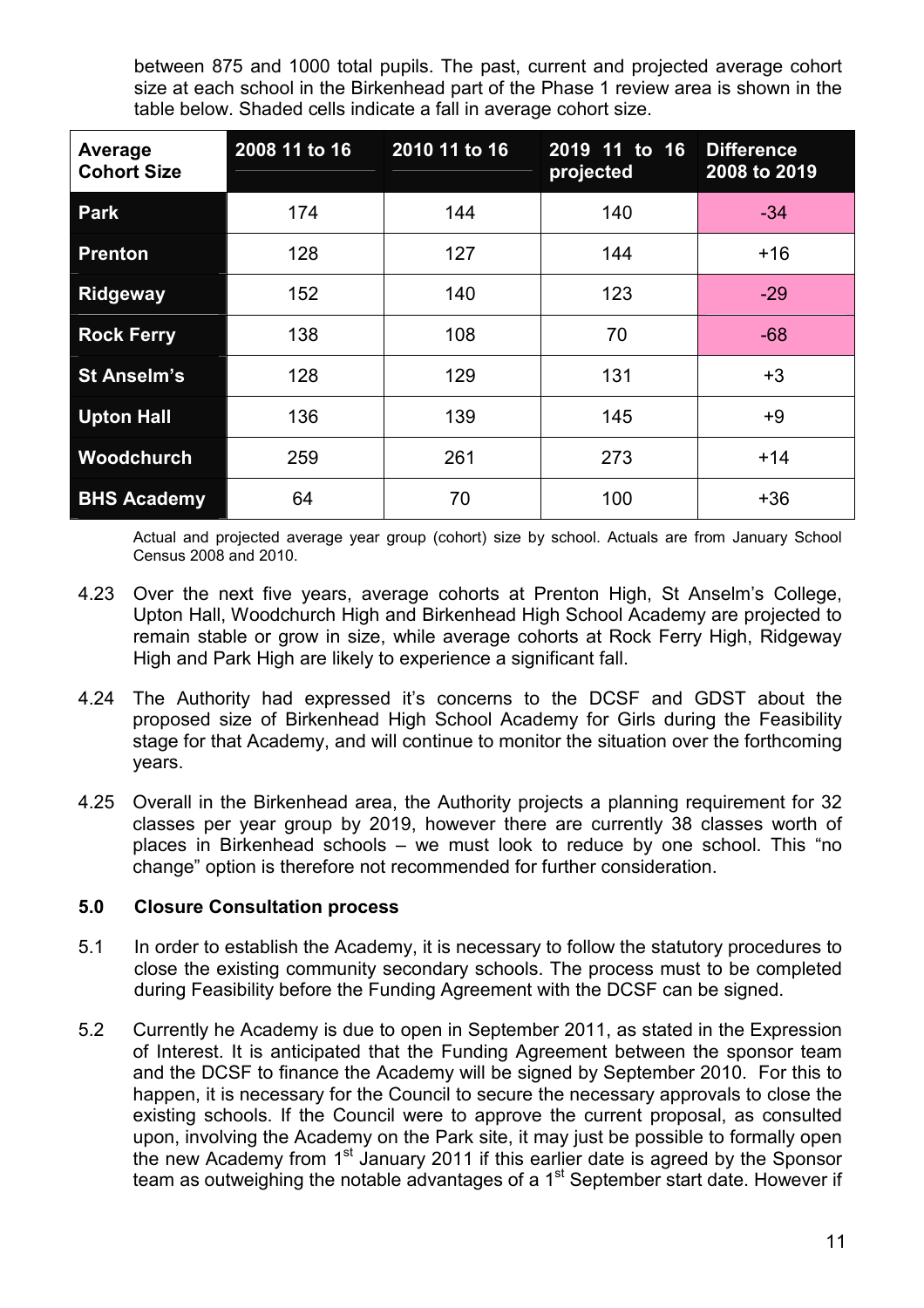between 875 and 1000 total pupils. The past, current and projected average cohort size at each school in the Birkenhead part of the Phase 1 review area is shown in the table below. Shaded cells indicate a fall in average cohort size.

| Average Cohort Size | 2008 11 to 16 | 2010 11 to 16 | 2019 11 to 16 projected | Difference 2008 to 2019 |
|---|---|---|---|---|
| **Park** | 174 | 144 | 140 | -34 |
| **Prenton** | 128 | 127 | 144 | +16 |
| **Ridgeway** | 152 | 140 | 123 | -29 |
| **Rock Ferry** | 138 | 108 | 70 | -68 |
| **St Anselm's** | 128 | 129 | 131 | +3 |
| **Upton Hall** | 136 | 139 | 145 | +9 |
| **Woodchurch** | 259 | 261 | 273 | +14 |
| **BHS Academy** | 64 | 70 | 100 | +36 |

Actual and projected average year group (cohort) size by school. Actuals are from January School Census 2008 and 2010.

4.23 Over the next five years, average cohorts at Prenton High, St Anselm's College, Upton Hall, Woodchurch High and Birkenhead High School Academy are projected to remain stable or grow in size, while average cohorts at Rock Ferry High, Ridgeway High and Park High are likely to experience a significant fall.

4.24 The Authority had expressed it's concerns to the DCSF and GDST about the proposed size of Birkenhead High School Academy for Girls during the Feasibility stage for that Academy, and will continue to monitor the situation over the forthcoming years.

4.25 Overall in the Birkenhead area, the Authority projects a planning requirement for 32 classes per year group by 2019, however there are currently 38 classes worth of places in Birkenhead schools – we must look to reduce by one school. This "no change" option is therefore not recommended for further consideration.

### 5.0 Closure Consultation process

5.1 In order to establish the Academy, it is necessary to follow the statutory procedures to close the existing community secondary schools. The process must to be completed during Feasibility before the Funding Agreement with the DCSF can be signed.

5.2 Currently he Academy is due to open in September 2011, as stated in the Expression of Interest. It is anticipated that the Funding Agreement between the sponsor team and the DCSF to finance the Academy will be signed by September 2010. For this to happen, it is necessary for the Council to secure the necessary approvals to close the existing schools. If the Council were to approve the current proposal, as consulted upon, involving the Academy on the Park site, it may just be possible to formally open the new Academy from 1st January 2011 if this earlier date is agreed by the Sponsor team as outweighing the notable advantages of a 1st September start date. However if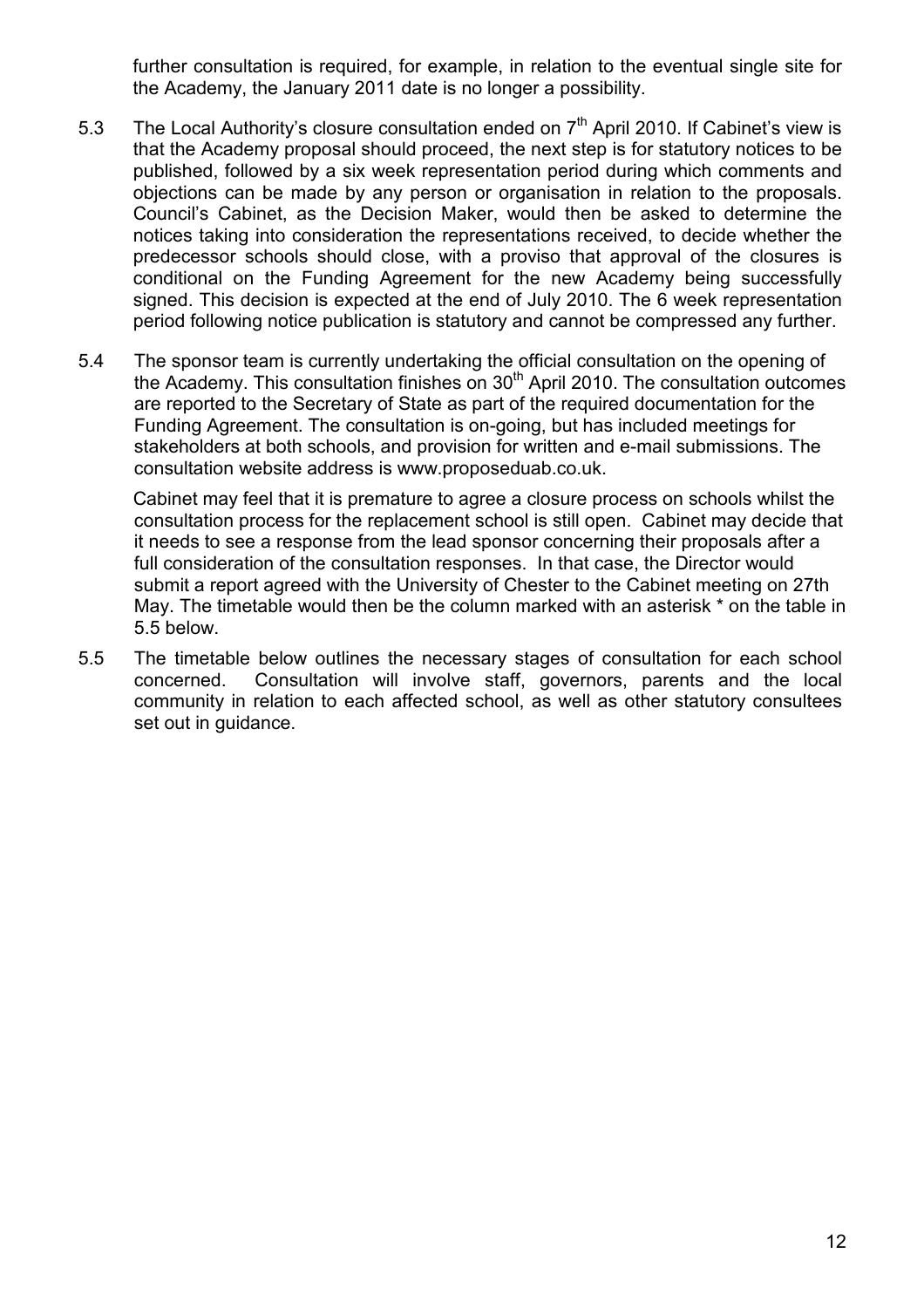further consultation is required, for example, in relation to the eventual single site for the Academy, the January 2011 date is no longer a possibility.

5.3 The Local Authority's closure consultation ended on 7th April 2010. If Cabinet's view is that the Academy proposal should proceed, the next step is for statutory notices to be published, followed by a six week representation period during which comments and objections can be made by any person or organisation in relation to the proposals. Council's Cabinet, as the Decision Maker, would then be asked to determine the notices taking into consideration the representations received, to decide whether the predecessor schools should close, with a proviso that approval of the closures is conditional on the Funding Agreement for the new Academy being successfully signed. This decision is expected at the end of July 2010. The 6 week representation period following notice publication is statutory and cannot be compressed any further.

5.4 The sponsor team is currently undertaking the official consultation on the opening of the Academy. This consultation finishes on 30th April 2010. The consultation outcomes are reported to the Secretary of State as part of the required documentation for the Funding Agreement. The consultation is on-going, but has included meetings for stakeholders at both schools, and provision for written and e-mail submissions. The consultation website address is www.proposeduab.co.uk.

Cabinet may feel that it is premature to agree a closure process on schools whilst the consultation process for the replacement school is still open. Cabinet may decide that it needs to see a response from the lead sponsor concerning their proposals after a full consideration of the consultation responses. In that case, the Director would submit a report agreed with the University of Chester to the Cabinet meeting on 27th May. The timetable would then be the column marked with an asterisk * on the table in 5.5 below.

5.5 The timetable below outlines the necessary stages of consultation for each school concerned. Consultation will involve staff, governors, parents and the local community in relation to each affected school, as well as other statutory consultees set out in guidance.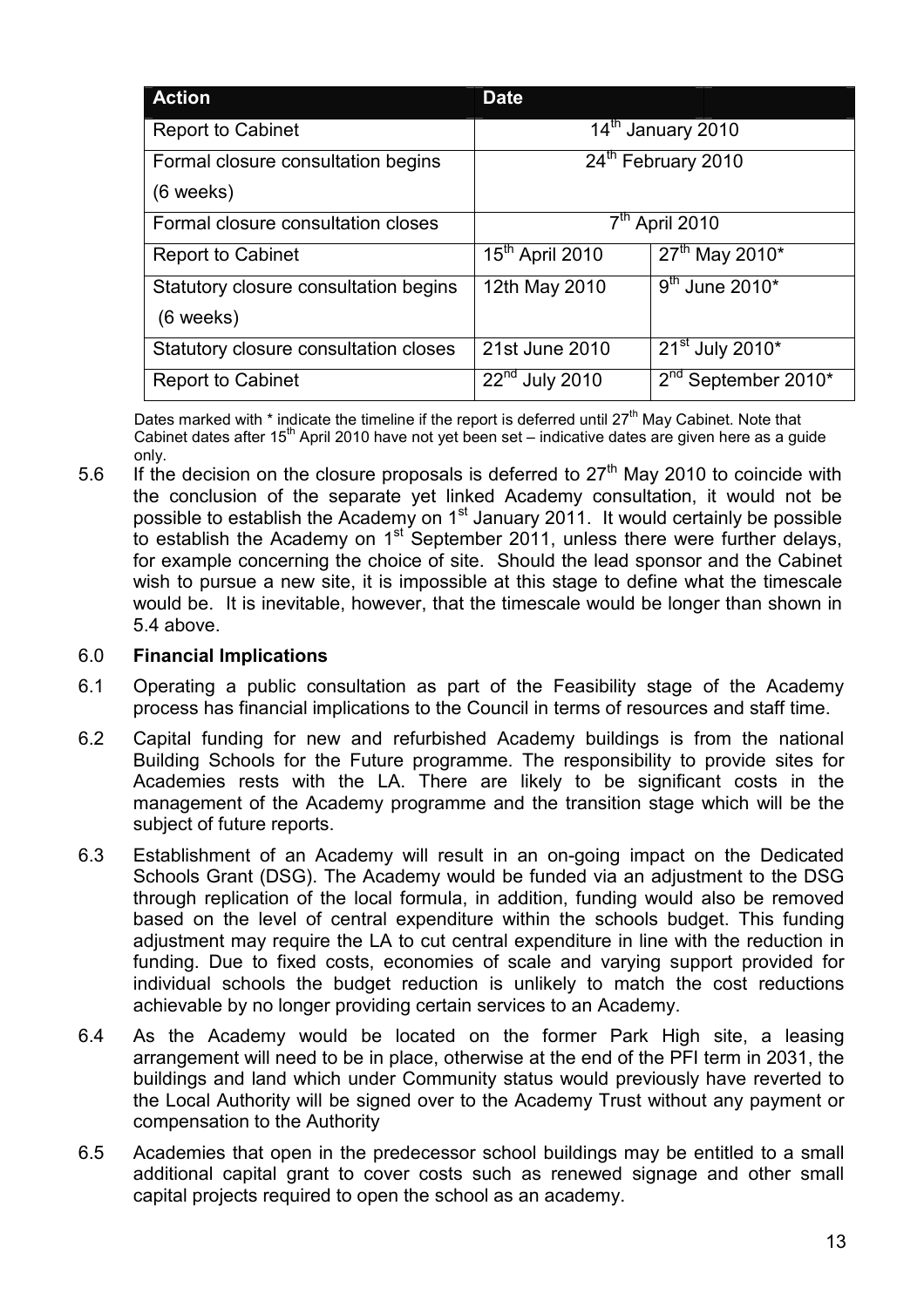| Action | Date | |
|---|---|---|
| Report to Cabinet | 14th January 2010 | |
| Formal closure consultation begins (6 weeks) | 24th February 2010 | |
| Formal closure consultation closes | 7th April 2010 | |
| Report to Cabinet | 15th April 2010 | 27th May 2010* |
| Statutory closure consultation begins (6 weeks) | 12th May 2010 | 9th June 2010* |
| Statutory closure consultation closes | 21st June 2010 | 21st July 2010* |
| Report to Cabinet | 22nd July 2010 | 2nd September 2010* |

Dates marked with * indicate the timeline if the report is deferred until 27th May Cabinet. Note that Cabinet dates after 15th April 2010 have not yet been set – indicative dates are given here as a guide only.

5.6 If the decision on the closure proposals is deferred to 27th May 2010 to coincide with the conclusion of the separate yet linked Academy consultation, it would not be possible to establish the Academy on 1st January 2011. It would certainly be possible to establish the Academy on 1st September 2011, unless there were further delays, for example concerning the choice of site. Should the lead sponsor and the Cabinet wish to pursue a new site, it is impossible at this stage to define what the timescale would be. It is inevitable, however, that the timescale would be longer than shown in 5.4 above.

## 6.0 Financial Implications

6.1 Operating a public consultation as part of the Feasibility stage of the Academy process has financial implications to the Council in terms of resources and staff time.

6.2 Capital funding for new and refurbished Academy buildings is from the national Building Schools for the Future programme. The responsibility to provide sites for Academies rests with the LA. There are likely to be significant costs in the management of the Academy programme and the transition stage which will be the subject of future reports.

6.3 Establishment of an Academy will result in an on-going impact on the Dedicated Schools Grant (DSG). The Academy would be funded via an adjustment to the DSG through replication of the local formula, in addition, funding would also be removed based on the level of central expenditure within the schools budget. This funding adjustment may require the LA to cut central expenditure in line with the reduction in funding. Due to fixed costs, economies of scale and varying support provided for individual schools the budget reduction is unlikely to match the cost reductions achievable by no longer providing certain services to an Academy.

6.4 As the Academy would be located on the former Park High site, a leasing arrangement will need to be in place, otherwise at the end of the PFI term in 2031, the buildings and land which under Community status would previously have reverted to the Local Authority will be signed over to the Academy Trust without any payment or compensation to the Authority

6.5 Academies that open in the predecessor school buildings may be entitled to a small additional capital grant to cover costs such as renewed signage and other small capital projects required to open the school as an academy.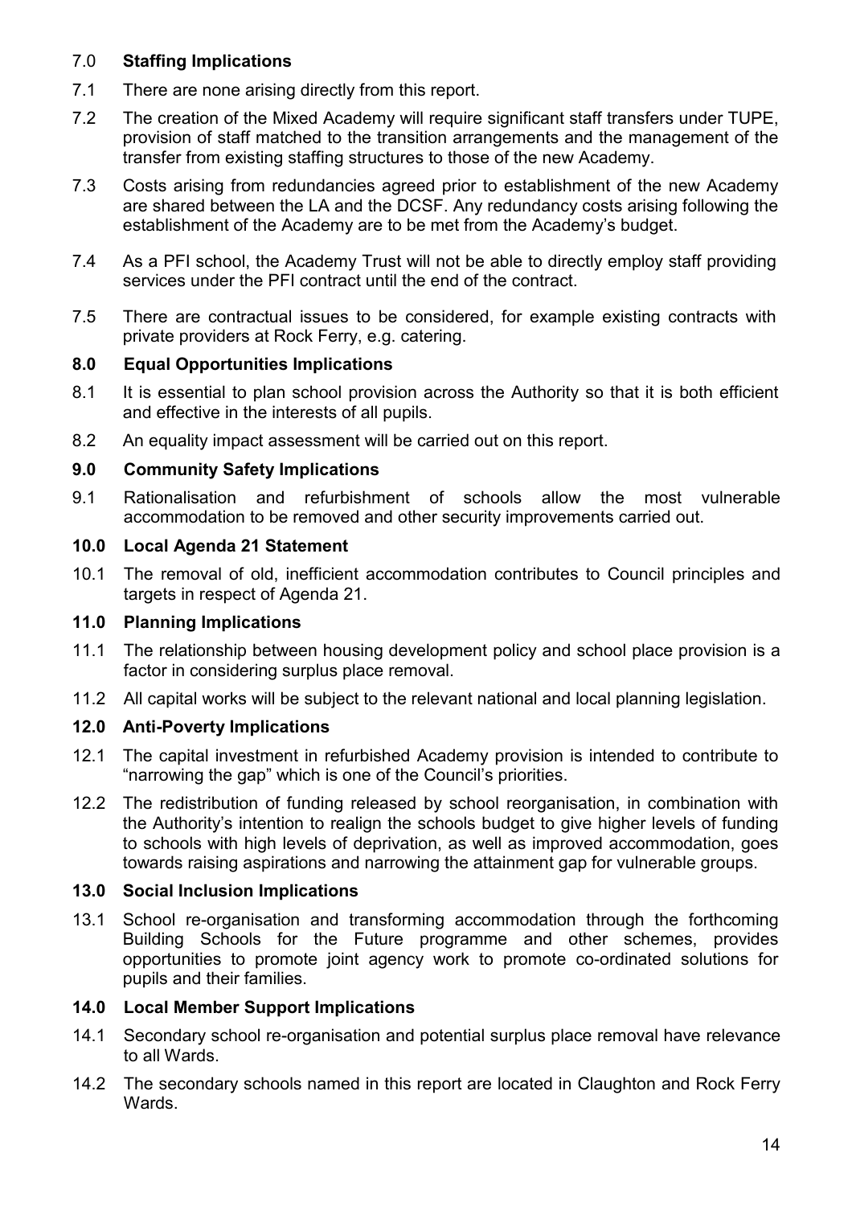## 7.0 Staffing Implications

7.1 There are none arising directly from this report.

7.2 The creation of the Mixed Academy will require significant staff transfers under TUPE, provision of staff matched to the transition arrangements and the management of the transfer from existing staffing structures to those of the new Academy.

7.3 Costs arising from redundancies agreed prior to establishment of the new Academy are shared between the LA and the DCSF. Any redundancy costs arising following the establishment of the Academy are to be met from the Academy's budget.

7.4 As a PFI school, the Academy Trust will not be able to directly employ staff providing services under the PFI contract until the end of the contract.

7.5 There are contractual issues to be considered, for example existing contracts with private providers at Rock Ferry, e.g. catering.

## 8.0 Equal Opportunities Implications

8.1 It is essential to plan school provision across the Authority so that it is both efficient and effective in the interests of all pupils.

8.2 An equality impact assessment will be carried out on this report.

## 9.0 Community Safety Implications

9.1 Rationalisation and refurbishment of schools allow the most vulnerable accommodation to be removed and other security improvements carried out.

## 10.0 Local Agenda 21 Statement

10.1 The removal of old, inefficient accommodation contributes to Council principles and targets in respect of Agenda 21.

## 11.0 Planning Implications

11.1 The relationship between housing development policy and school place provision is a factor in considering surplus place removal.

11.2 All capital works will be subject to the relevant national and local planning legislation.

## 12.0 Anti-Poverty Implications

12.1 The capital investment in refurbished Academy provision is intended to contribute to "narrowing the gap" which is one of the Council's priorities.

12.2 The redistribution of funding released by school reorganisation, in combination with the Authority's intention to realign the schools budget to give higher levels of funding to schools with high levels of deprivation, as well as improved accommodation, goes towards raising aspirations and narrowing the attainment gap for vulnerable groups.

## 13.0 Social Inclusion Implications

13.1 School re-organisation and transforming accommodation through the forthcoming Building Schools for the Future programme and other schemes, provides opportunities to promote joint agency work to promote co-ordinated solutions for pupils and their families.

## 14.0 Local Member Support Implications

14.1 Secondary school re-organisation and potential surplus place removal have relevance to all Wards.

14.2 The secondary schools named in this report are located in Claughton and Rock Ferry Wards.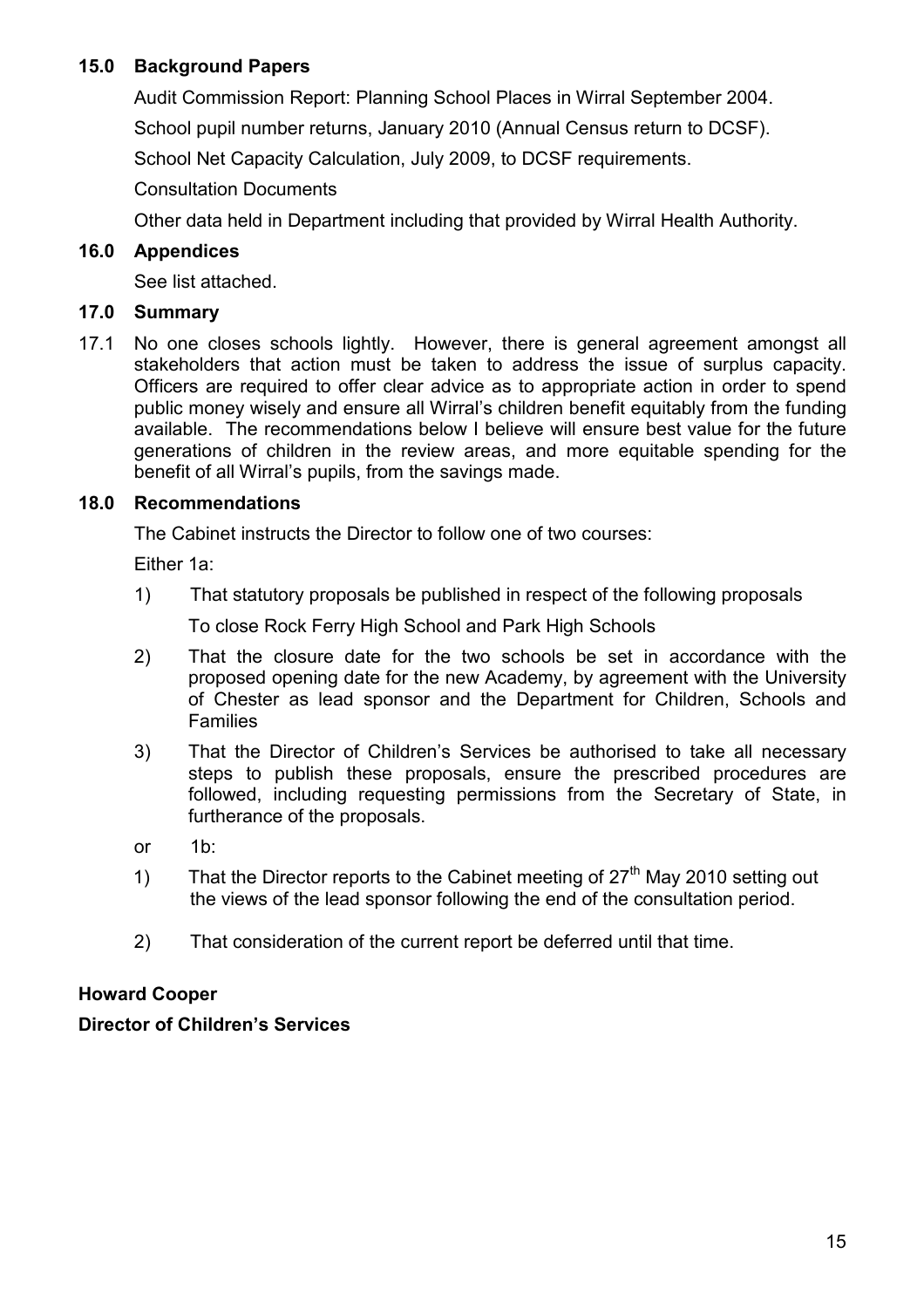## 15.0 Background Papers

Audit Commission Report: Planning School Places in Wirral September 2004.

School pupil number returns, January 2010 (Annual Census return to DCSF).

School Net Capacity Calculation, July 2009, to DCSF requirements.

Consultation Documents

Other data held in Department including that provided by Wirral Health Authority.

## 16.0 Appendices

See list attached.

## 17.0 Summary

17.1 No one closes schools lightly. However, there is general agreement amongst all stakeholders that action must be taken to address the issue of surplus capacity. Officers are required to offer clear advice as to appropriate action in order to spend public money wisely and ensure all Wirral's children benefit equitably from the funding available. The recommendations below I believe will ensure best value for the future generations of children in the review areas, and more equitable spending for the benefit of all Wirral's pupils, from the savings made.

## 18.0 Recommendations

The Cabinet instructs the Director to follow one of two courses:

Either 1a:

1) That statutory proposals be published in respect of the following proposals

   To close Rock Ferry High School and Park High Schools

2) That the closure date for the two schools be set in accordance with the proposed opening date for the new Academy, by agreement with the University of Chester as lead sponsor and the Department for Children, Schools and Families

3) That the Director of Children's Services be authorised to take all necessary steps to publish these proposals, ensure the prescribed procedures are followed, including requesting permissions from the Secretary of State, in furtherance of the proposals.

or 1b:

1) That the Director reports to the Cabinet meeting of 27th May 2010 setting out the views of the lead sponsor following the end of the consultation period.

2) That consideration of the current report be deferred until that time.

**Howard Cooper**

**Director of Children's Services**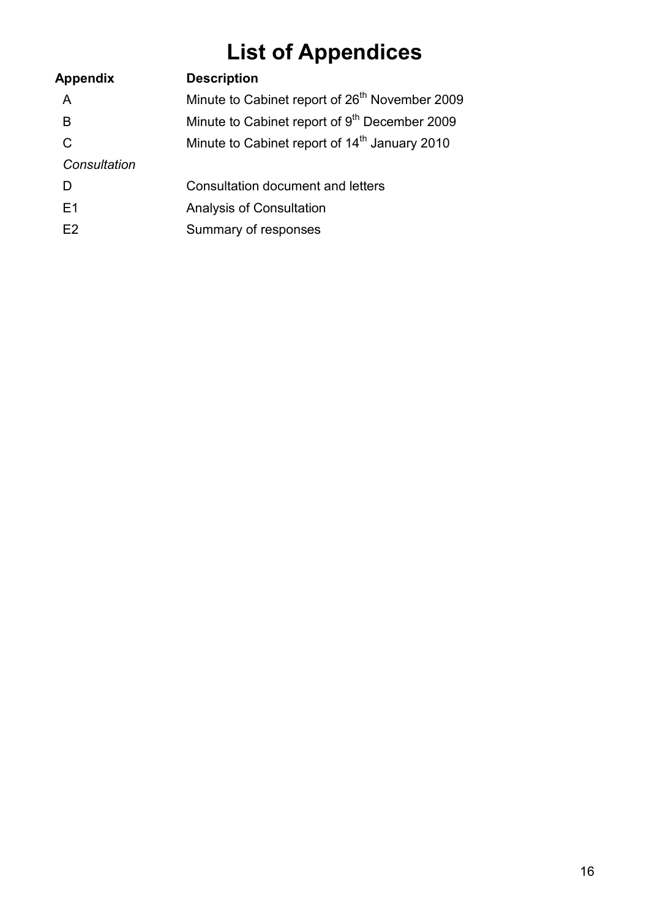# List of Appendices

| Appendix | Description |
|---|---|
| A | Minute to Cabinet report of 26th November 2009 |
| B | Minute to Cabinet report of 9th December 2009 |
| C | Minute to Cabinet report of 14th January 2010 |
| *Consultation* | |
| D | Consultation document and letters |
| E1 | Analysis of Consultation |
| E2 | Summary of responses |